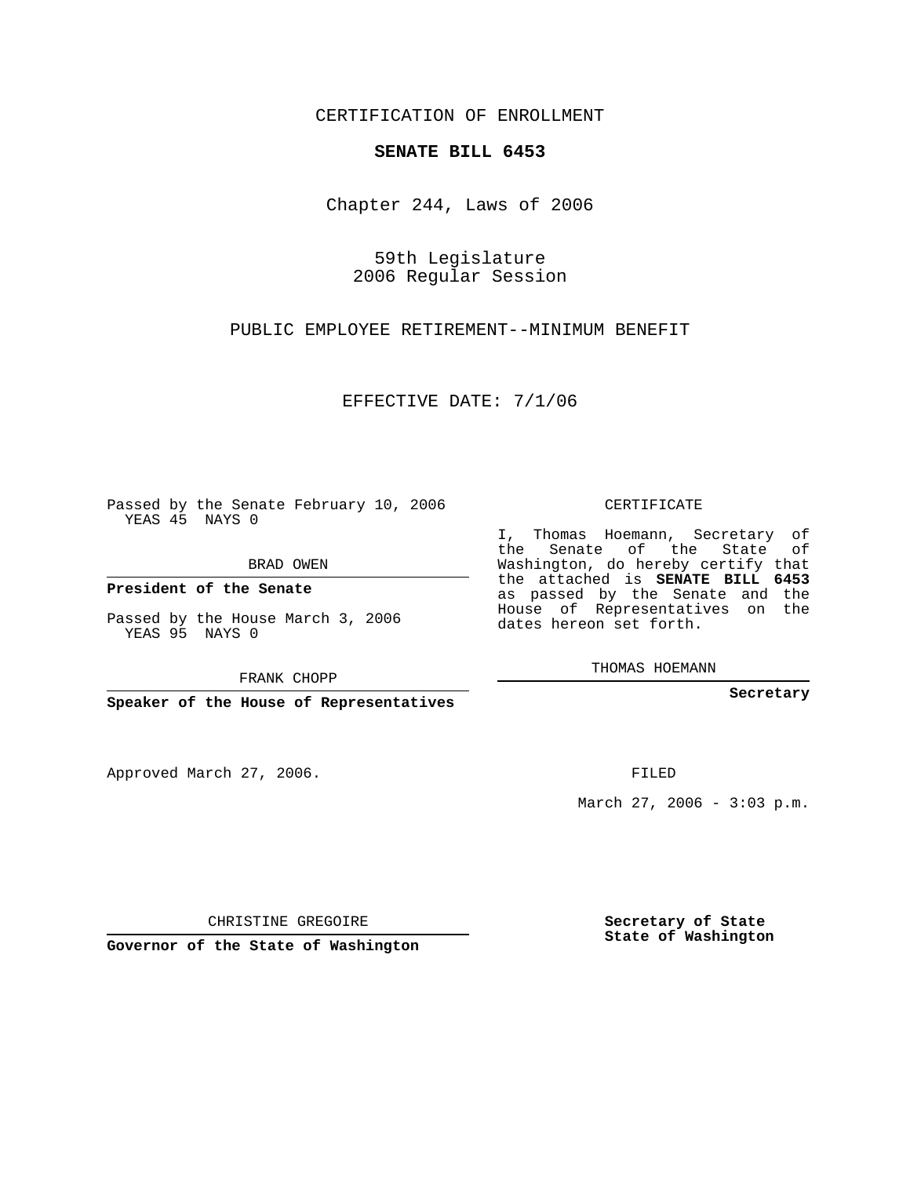CERTIFICATION OF ENROLLMENT

# SENATE BILL 6453

Chapter 244, Laws of 2006

59th Legislature
2006 Regular Session

PUBLIC EMPLOYEE RETIREMENT--MINIMUM BENEFIT

EFFECTIVE DATE: 7/1/06

Passed by the Senate February 10, 2006
YEAS 45 NAYS 0

BRAD OWEN

**President of the Senate**

Passed by the House March 3, 2006
YEAS 95 NAYS 0

FRANK CHOPP

**Speaker of the House of Representatives**

Approved March 27, 2006.

CHRISTINE GREGOIRE

**Governor of the State of Washington**

CERTIFICATE

I, Thomas Hoemann, Secretary of the Senate of the State of Washington, do hereby certify that the attached is **SENATE BILL 6453** as passed by the Senate and the House of Representatives on the dates hereon set forth.

THOMAS HOEMANN

**Secretary**

FILED

March 27, 2006 - 3:03 p.m.

**Secretary of State**
**State of Washington**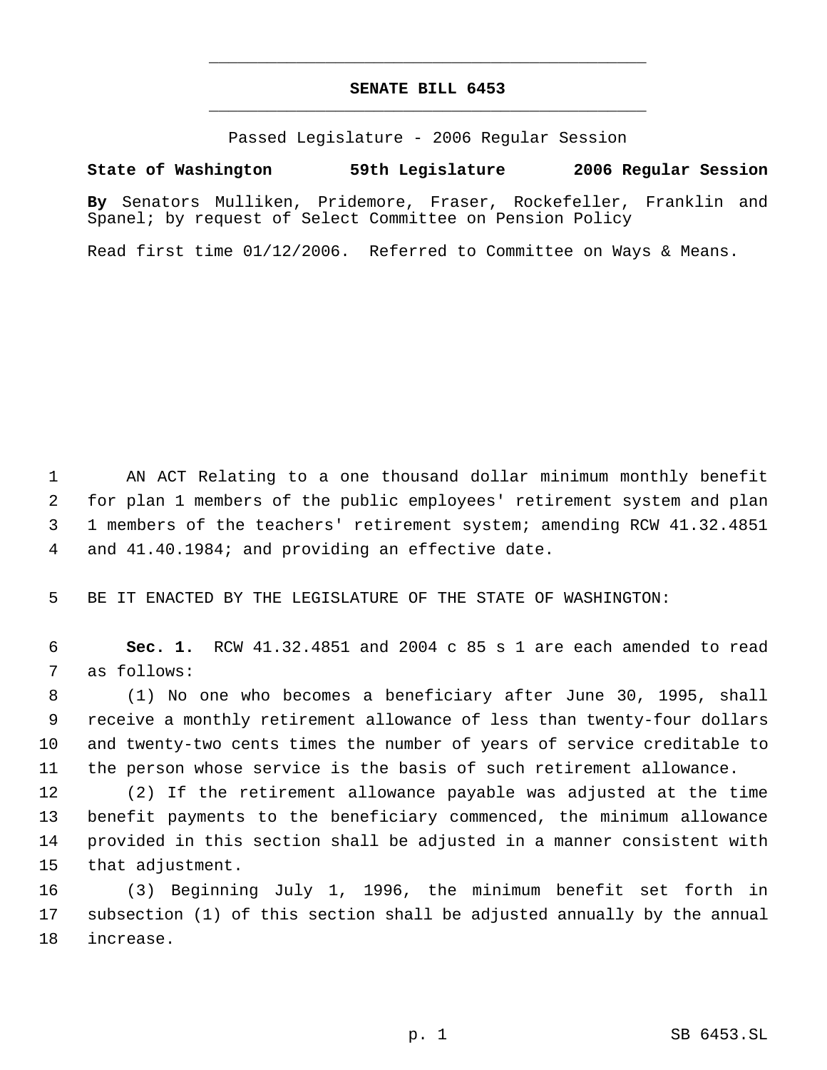# SENATE BILL 6453

Passed Legislature - 2006 Regular Session

**State of Washington 59th Legislature 2006 Regular Session**

**By** Senators Mulliken, Pridemore, Fraser, Rockefeller, Franklin and Spanel; by request of Select Committee on Pension Policy

Read first time 01/12/2006. Referred to Committee on Ways & Means.

AN ACT Relating to a one thousand dollar minimum monthly benefit for plan 1 members of the public employees' retirement system and plan 1 members of the teachers' retirement system; amending RCW 41.32.4851 and 41.40.1984; and providing an effective date.

BE IT ENACTED BY THE LEGISLATURE OF THE STATE OF WASHINGTON:

**Sec. 1.** RCW 41.32.4851 and 2004 c 85 s 1 are each amended to read as follows:

(1) No one who becomes a beneficiary after June 30, 1995, shall receive a monthly retirement allowance of less than twenty-four dollars and twenty-two cents times the number of years of service creditable to the person whose service is the basis of such retirement allowance.

(2) If the retirement allowance payable was adjusted at the time benefit payments to the beneficiary commenced, the minimum allowance provided in this section shall be adjusted in a manner consistent with that adjustment.

(3) Beginning July 1, 1996, the minimum benefit set forth in subsection (1) of this section shall be adjusted annually by the annual increase.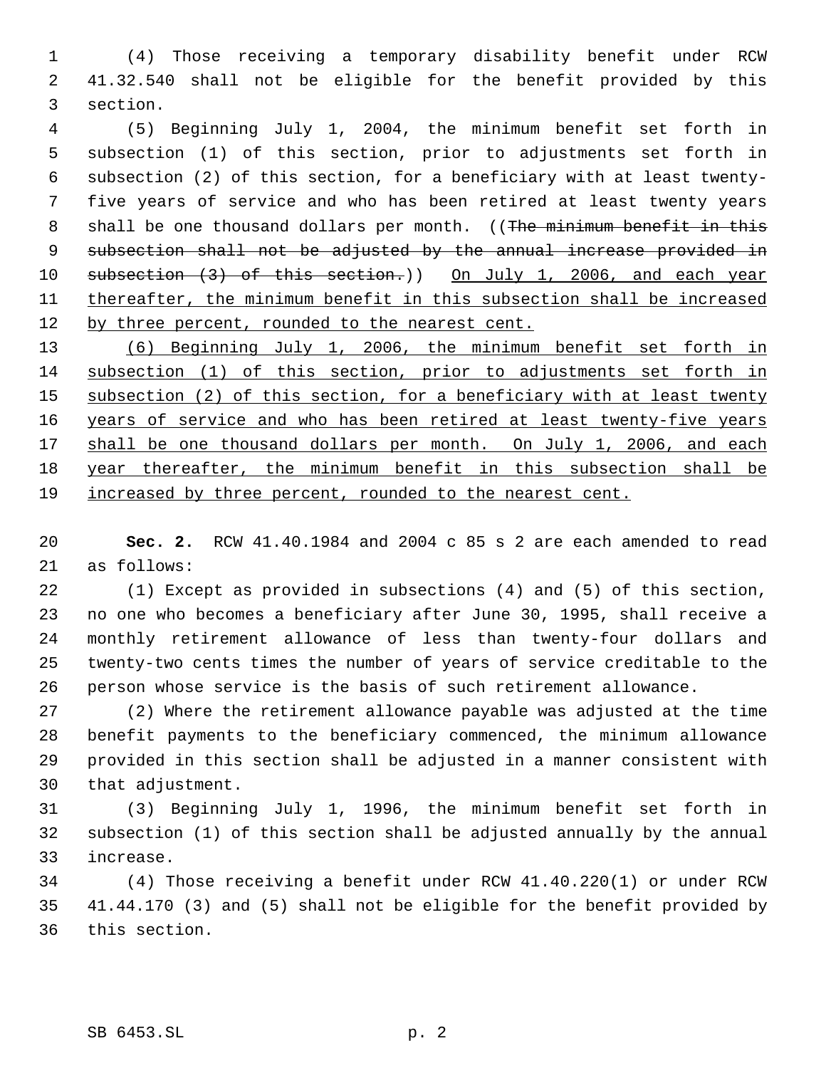(4) Those receiving a temporary disability benefit under RCW 41.32.540 shall not be eligible for the benefit provided by this section.

(5) Beginning July 1, 2004, the minimum benefit set forth in subsection (1) of this section, prior to adjustments set forth in subsection (2) of this section, for a beneficiary with at least twenty-five years of service and who has been retired at least twenty years shall be one thousand dollars per month. ((~~The minimum benefit in this subsection shall not be adjusted by the annual increase provided in subsection (3) of this section.~~)) <u>On July 1, 2006, and each year thereafter, the minimum benefit in this subsection shall be increased by three percent, rounded to the nearest cent.</u>

<u>(6) Beginning July 1, 2006, the minimum benefit set forth in subsection (1) of this section, prior to adjustments set forth in subsection (2) of this section, for a beneficiary with at least twenty years of service and who has been retired at least twenty-five years shall be one thousand dollars per month. On July 1, 2006, and each year thereafter, the minimum benefit in this subsection shall be increased by three percent, rounded to the nearest cent.</u>

**Sec. 2.** RCW 41.40.1984 and 2004 c 85 s 2 are each amended to read as follows:

(1) Except as provided in subsections (4) and (5) of this section, no one who becomes a beneficiary after June 30, 1995, shall receive a monthly retirement allowance of less than twenty-four dollars and twenty-two cents times the number of years of service creditable to the person whose service is the basis of such retirement allowance.

(2) Where the retirement allowance payable was adjusted at the time benefit payments to the beneficiary commenced, the minimum allowance provided in this section shall be adjusted in a manner consistent with that adjustment.

(3) Beginning July 1, 1996, the minimum benefit set forth in subsection (1) of this section shall be adjusted annually by the annual increase.

(4) Those receiving a benefit under RCW 41.40.220(1) or under RCW 41.44.170 (3) and (5) shall not be eligible for the benefit provided by this section.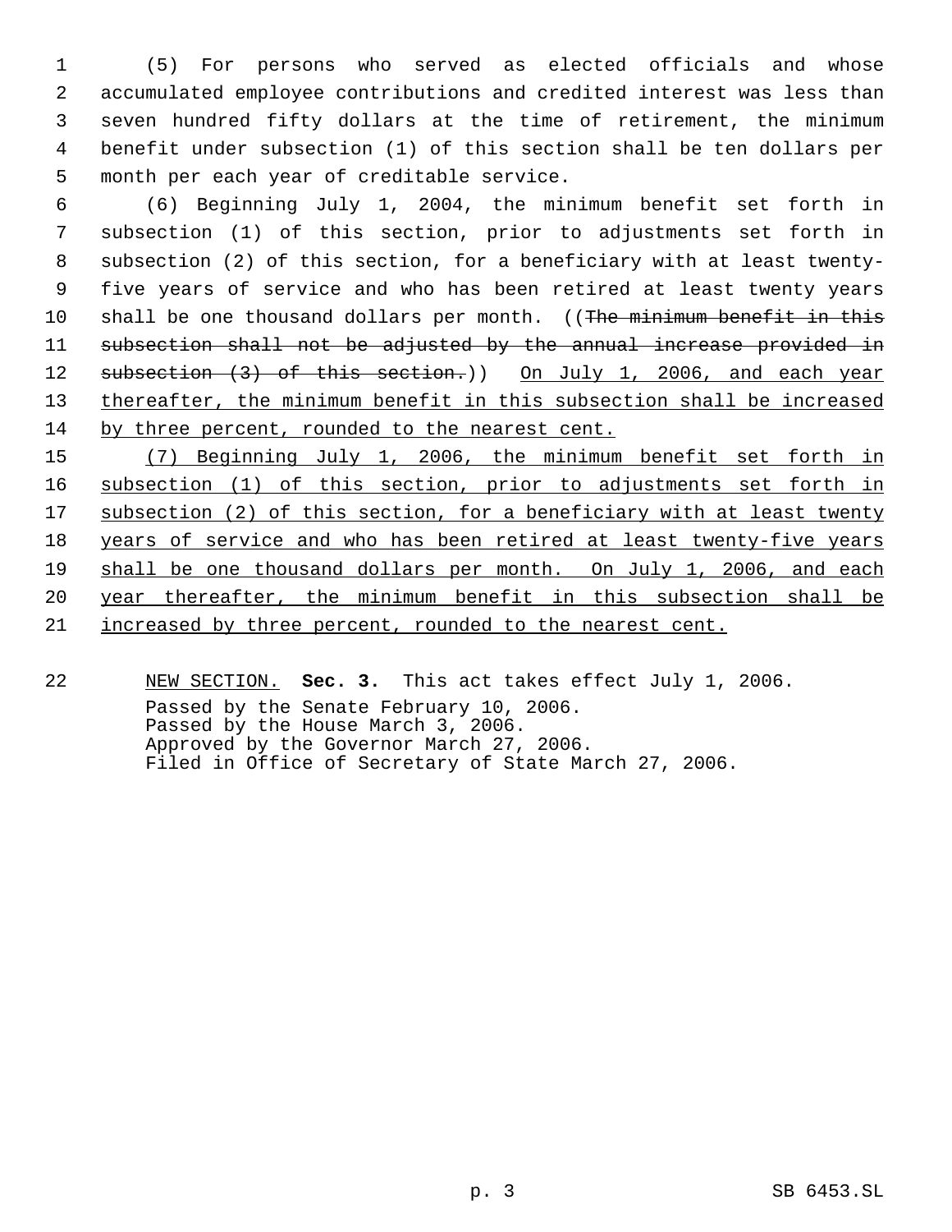(5) For persons who served as elected officials and whose accumulated employee contributions and credited interest was less than seven hundred fifty dollars at the time of retirement, the minimum benefit under subsection (1) of this section shall be ten dollars per month per each year of creditable service.

(6) Beginning July 1, 2004, the minimum benefit set forth in subsection (1) of this section, prior to adjustments set forth in subsection (2) of this section, for a beneficiary with at least twenty-five years of service and who has been retired at least twenty years shall be one thousand dollars per month. ((~~The minimum benefit in this subsection shall not be adjusted by the annual increase provided in subsection (3) of this section.~~)) <u>On July 1, 2006, and each year thereafter, the minimum benefit in this subsection shall be increased by three percent, rounded to the nearest cent.</u>

<u>(7) Beginning July 1, 2006, the minimum benefit set forth in subsection (1) of this section, prior to adjustments set forth in subsection (2) of this section, for a beneficiary with at least twenty years of service and who has been retired at least twenty-five years shall be one thousand dollars per month. On July 1, 2006, and each year thereafter, the minimum benefit in this subsection shall be increased by three percent, rounded to the nearest cent.</u>

<u>NEW SECTION.</u> **Sec. 3.** This act takes effect July 1, 2006.

Passed by the Senate February 10, 2006.
Passed by the House March 3, 2006.
Approved by the Governor March 27, 2006.
Filed in Office of Secretary of State March 27, 2006.